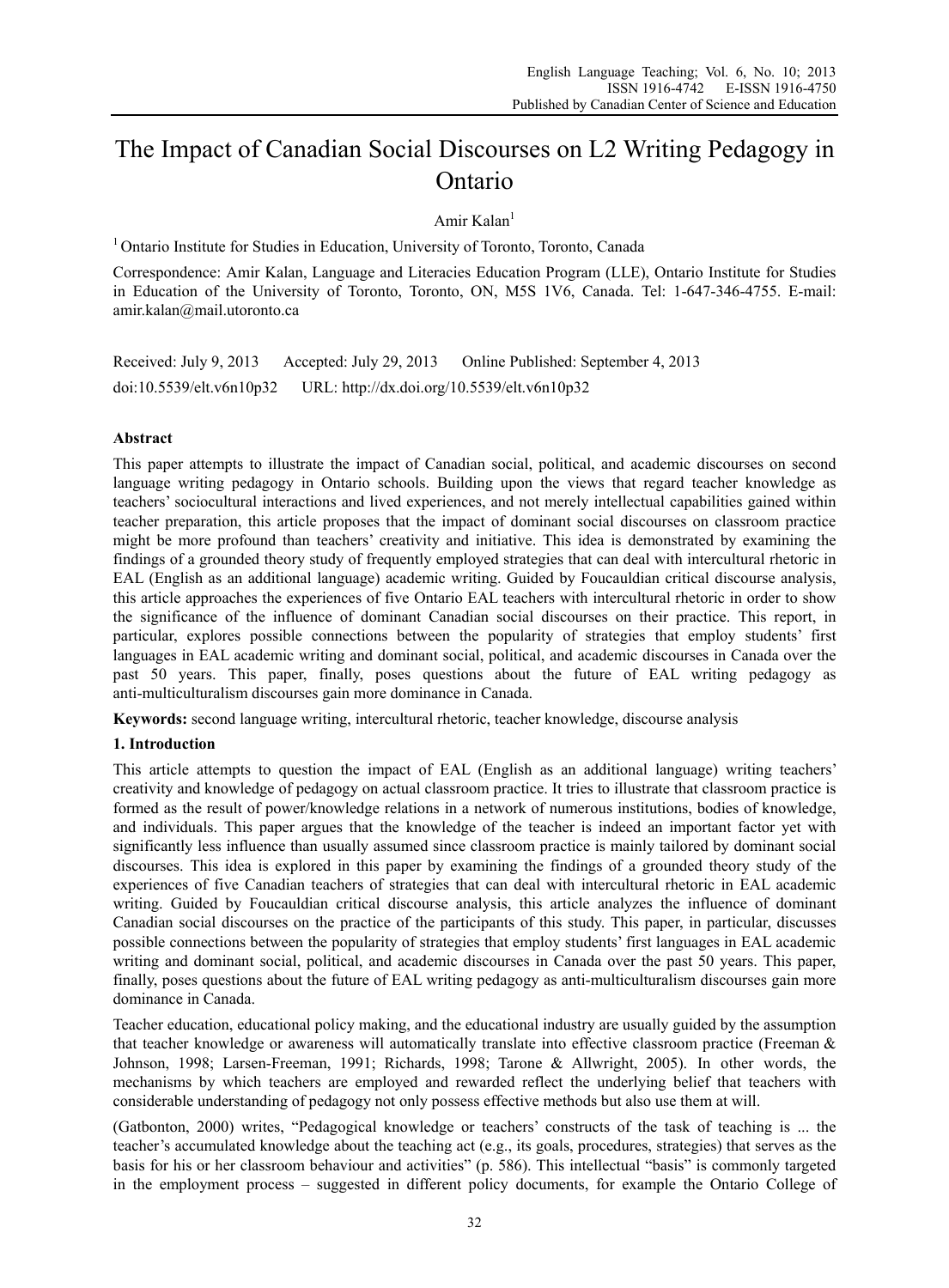# The Impact of Canadian Social Discourses on L2 Writing Pedagogy in Ontario

Amir Kalan[1]

[1] Ontario Institute for Studies in Education, University of Toronto, Toronto, Canada

Correspondence: Amir Kalan, Language and Literacies Education Program (LLE), Ontario Institute for Studies in Education of the University of Toronto, Toronto, ON, M5S 1V6, Canada. Tel: 1-647-346-4755. E-mail: amir.kalan@mail.utoronto.ca

Received: July 9, 2013 Accepted: July 29, 2013 Online Published: September 4, 2013

doi:10.5539/elt.v6n10p32 URL: http://dx.doi.org/10.5539/elt.v6n10p32

## Abstract

This paper attempts to illustrate the impact of Canadian social, political, and academic discourses on second language writing pedagogy in Ontario schools. Building upon the views that regard teacher knowledge as teachers' sociocultural interactions and lived experiences, and not merely intellectual capabilities gained within teacher preparation, this article proposes that the impact of dominant social discourses on classroom practice might be more profound than teachers' creativity and initiative. This idea is demonstrated by examining the findings of a grounded theory study of frequently employed strategies that can deal with intercultural rhetoric in EAL (English as an additional language) academic writing. Guided by Foucauldian critical discourse analysis, this article approaches the experiences of five Ontario EAL teachers with intercultural rhetoric in order to show the significance of the influence of dominant Canadian social discourses on their practice. This report, in particular, explores possible connections between the popularity of strategies that employ students' first languages in EAL academic writing and dominant social, political, and academic discourses in Canada over the past 50 years. This paper, finally, poses questions about the future of EAL writing pedagogy as anti-multiculturalism discourses gain more dominance in Canada.

**Keywords:** second language writing, intercultural rhetoric, teacher knowledge, discourse analysis

## 1. Introduction

This article attempts to question the impact of EAL (English as an additional language) writing teachers' creativity and knowledge of pedagogy on actual classroom practice. It tries to illustrate that classroom practice is formed as the result of power/knowledge relations in a network of numerous institutions, bodies of knowledge, and individuals. This paper argues that the knowledge of the teacher is indeed an important factor yet with significantly less influence than usually assumed since classroom practice is mainly tailored by dominant social discourses. This idea is explored in this paper by examining the findings of a grounded theory study of the experiences of five Canadian teachers of strategies that can deal with intercultural rhetoric in EAL academic writing. Guided by Foucauldian critical discourse analysis, this article analyzes the influence of dominant Canadian social discourses on the practice of the participants of this study. This paper, in particular, discusses possible connections between the popularity of strategies that employ students' first languages in EAL academic writing and dominant social, political, and academic discourses in Canada over the past 50 years. This paper, finally, poses questions about the future of EAL writing pedagogy as anti-multiculturalism discourses gain more dominance in Canada.

Teacher education, educational policy making, and the educational industry are usually guided by the assumption that teacher knowledge or awareness will automatically translate into effective classroom practice (Freeman & Johnson, 1998; Larsen-Freeman, 1991; Richards, 1998; Tarone & Allwright, 2005). In other words, the mechanisms by which teachers are employed and rewarded reflect the underlying belief that teachers with considerable understanding of pedagogy not only possess effective methods but also use them at will.

(Gatbonton, 2000) writes, "Pedagogical knowledge or teachers' constructs of the task of teaching is ... the teacher's accumulated knowledge about the teaching act (e.g., its goals, procedures, strategies) that serves as the basis for his or her classroom behaviour and activities" (p. 586). This intellectual "basis" is commonly targeted in the employment process – suggested in different policy documents, for example the Ontario College of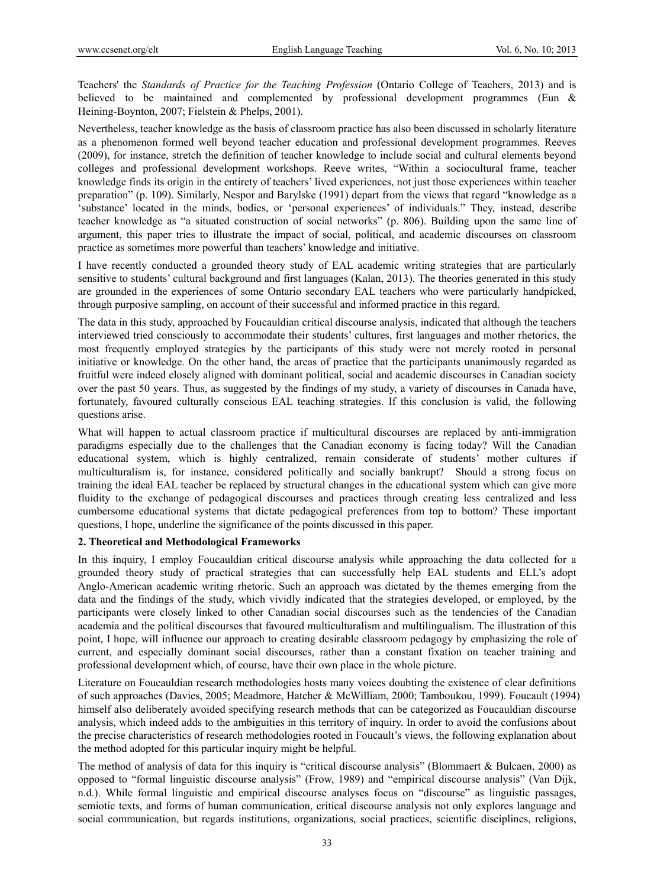Teachers' the *Standards of Practice for the Teaching Profession* (Ontario College of Teachers, 2013) and is believed to be maintained and complemented by professional development programmes (Eun & Heining-Boynton, 2007; Fielstein & Phelps, 2001).

Nevertheless, teacher knowledge as the basis of classroom practice has also been discussed in scholarly literature as a phenomenon formed well beyond teacher education and professional development programmes. Reeves (2009), for instance, stretch the definition of teacher knowledge to include social and cultural elements beyond colleges and professional development workshops. Reeve writes, "Within a sociocultural frame, teacher knowledge finds its origin in the entirety of teachers' lived experiences, not just those experiences within teacher preparation" (p. 109). Similarly, Nespor and Barylske (1991) depart from the views that regard "knowledge as a 'substance' located in the minds, bodies, or 'personal experiences' of individuals." They, instead, describe teacher knowledge as "a situated construction of social networks" (p. 806). Building upon the same line of argument, this paper tries to illustrate the impact of social, political, and academic discourses on classroom practice as sometimes more powerful than teachers' knowledge and initiative.

I have recently conducted a grounded theory study of EAL academic writing strategies that are particularly sensitive to students' cultural background and first languages (Kalan, 2013). The theories generated in this study are grounded in the experiences of some Ontario secondary EAL teachers who were particularly handpicked, through purposive sampling, on account of their successful and informed practice in this regard.

The data in this study, approached by Foucauldian critical discourse analysis, indicated that although the teachers interviewed tried consciously to accommodate their students' cultures, first languages and mother rhetorics, the most frequently employed strategies by the participants of this study were not merely rooted in personal initiative or knowledge. On the other hand, the areas of practice that the participants unanimously regarded as fruitful were indeed closely aligned with dominant political, social and academic discourses in Canadian society over the past 50 years. Thus, as suggested by the findings of my study, a variety of discourses in Canada have, fortunately, favoured culturally conscious EAL teaching strategies. If this conclusion is valid, the following questions arise.

What will happen to actual classroom practice if multicultural discourses are replaced by anti-immigration paradigms especially due to the challenges that the Canadian economy is facing today? Will the Canadian educational system, which is highly centralized, remain considerate of students' mother cultures if multiculturalism is, for instance, considered politically and socially bankrupt? Should a strong focus on training the ideal EAL teacher be replaced by structural changes in the educational system which can give more fluidity to the exchange of pedagogical discourses and practices through creating less centralized and less cumbersome educational systems that dictate pedagogical preferences from top to bottom? These important questions, I hope, underline the significance of the points discussed in this paper.

## 2. Theoretical and Methodological Frameworks

In this inquiry, I employ Foucauldian critical discourse analysis while approaching the data collected for a grounded theory study of practical strategies that can successfully help EAL students and ELL's adopt Anglo-American academic writing rhetoric. Such an approach was dictated by the themes emerging from the data and the findings of the study, which vividly indicated that the strategies developed, or employed, by the participants were closely linked to other Canadian social discourses such as the tendencies of the Canadian academia and the political discourses that favoured multiculturalism and multilingualism. The illustration of this point, I hope, will influence our approach to creating desirable classroom pedagogy by emphasizing the role of current, and especially dominant social discourses, rather than a constant fixation on teacher training and professional development which, of course, have their own place in the whole picture.

Literature on Foucauldian research methodologies hosts many voices doubting the existence of clear definitions of such approaches (Davies, 2005; Meadmore, Hatcher & McWilliam, 2000; Tamboukou, 1999). Foucault (1994) himself also deliberately avoided specifying research methods that can be categorized as Foucauldian discourse analysis, which indeed adds to the ambiguities in this territory of inquiry. In order to avoid the confusions about the precise characteristics of research methodologies rooted in Foucault's views, the following explanation about the method adopted for this particular inquiry might be helpful.

The method of analysis of data for this inquiry is "critical discourse analysis" (Blommaert & Bulcaen, 2000) as opposed to "formal linguistic discourse analysis" (Frow, 1989) and "empirical discourse analysis" (Van Dijk, n.d.). While formal linguistic and empirical discourse analyses focus on "discourse" as linguistic passages, semiotic texts, and forms of human communication, critical discourse analysis not only explores language and social communication, but regards institutions, organizations, social practices, scientific disciplines, religions,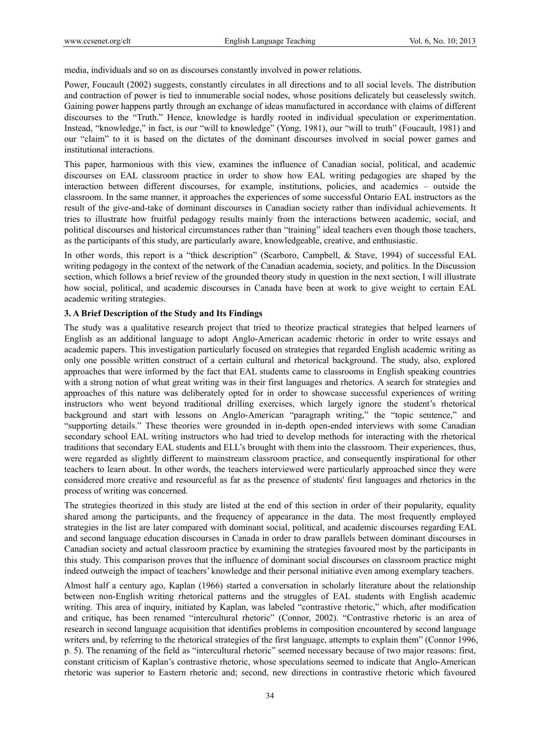media, individuals and so on as discourses constantly involved in power relations.

Power, Foucault (2002) suggests, constantly circulates in all directions and to all social levels. The distribution and contraction of power is tied to innumerable social nodes, whose positions delicately but ceaselessly switch. Gaining power happens partly through an exchange of ideas manufactured in accordance with claims of different discourses to the "Truth." Hence, knowledge is hardly rooted in individual speculation or experimentation. Instead, "knowledge," in fact, is our "will to knowledge" (Yong, 1981), our "will to truth" (Foucault, 1981) and our "claim" to it is based on the dictates of the dominant discourses involved in social power games and institutional interactions.

This paper, harmonious with this view, examines the influence of Canadian social, political, and academic discourses on EAL classroom practice in order to show how EAL writing pedagogies are shaped by the interaction between different discourses, for example, institutions, policies, and academics – outside the classroom. In the same manner, it approaches the experiences of some successful Ontario EAL instructors as the result of the give-and-take of dominant discourses in Canadian society rather than individual achievements. It tries to illustrate how fruitful pedagogy results mainly from the interactions between academic, social, and political discourses and historical circumstances rather than "training" ideal teachers even though those teachers, as the participants of this study, are particularly aware, knowledgeable, creative, and enthusiastic.

In other words, this report is a "thick description" (Scarboro, Campbell, & Stave, 1994) of successful EAL writing pedagogy in the context of the network of the Canadian academia, society, and politics. In the Discussion section, which follows a brief review of the grounded theory study in question in the next section, I will illustrate how social, political, and academic discourses in Canada have been at work to give weight to certain EAL academic writing strategies.

## 3. A Brief Description of the Study and Its Findings

The study was a qualitative research project that tried to theorize practical strategies that helped learners of English as an additional language to adopt Anglo-American academic rhetoric in order to write essays and academic papers. This investigation particularly focused on strategies that regarded English academic writing as only one possible written construct of a certain cultural and rhetorical background. The study, also, explored approaches that were informed by the fact that EAL students came to classrooms in English speaking countries with a strong notion of what great writing was in their first languages and rhetorics. A search for strategies and approaches of this nature was deliberately opted for in order to showcase successful experiences of writing instructors who went beyond traditional drilling exercises, which largely ignore the student's rhetorical background and start with lessons on Anglo-American "paragraph writing," the "topic sentence," and "supporting details." These theories were grounded in in-depth open-ended interviews with some Canadian secondary school EAL writing instructors who had tried to develop methods for interacting with the rhetorical traditions that secondary EAL students and ELL's brought with them into the classroom. Their experiences, thus, were regarded as slightly different to mainstream classroom practice, and consequently inspirational for other teachers to learn about. In other words, the teachers interviewed were particularly approached since they were considered more creative and resourceful as far as the presence of students' first languages and rhetorics in the process of writing was concerned.

The strategies theorized in this study are listed at the end of this section in order of their popularity, equality shared among the participants, and the frequency of appearance in the data. The most frequently employed strategies in the list are later compared with dominant social, political, and academic discourses regarding EAL and second language education discourses in Canada in order to draw parallels between dominant discourses in Canadian society and actual classroom practice by examining the strategies favoured most by the participants in this study. This comparison proves that the influence of dominant social discourses on classroom practice might indeed outweigh the impact of teachers' knowledge and their personal initiative even among exemplary teachers.

Almost half a century ago, Kaplan (1966) started a conversation in scholarly literature about the relationship between non-English writing rhetorical patterns and the struggles of EAL students with English academic writing. This area of inquiry, initiated by Kaplan, was labeled "contrastive rhetoric," which, after modification and critique, has been renamed "intercultural rhetoric" (Connor, 2002). "Contrastive rhetoric is an area of research in second language acquisition that identifies problems in composition encountered by second language writers and, by referring to the rhetorical strategies of the first language, attempts to explain them" (Connor 1996, p. 5). The renaming of the field as "intercultural rhetoric" seemed necessary because of two major reasons: first, constant criticism of Kaplan's contrastive rhetoric, whose speculations seemed to indicate that Anglo-American rhetoric was superior to Eastern rhetoric and; second, new directions in contrastive rhetoric which favoured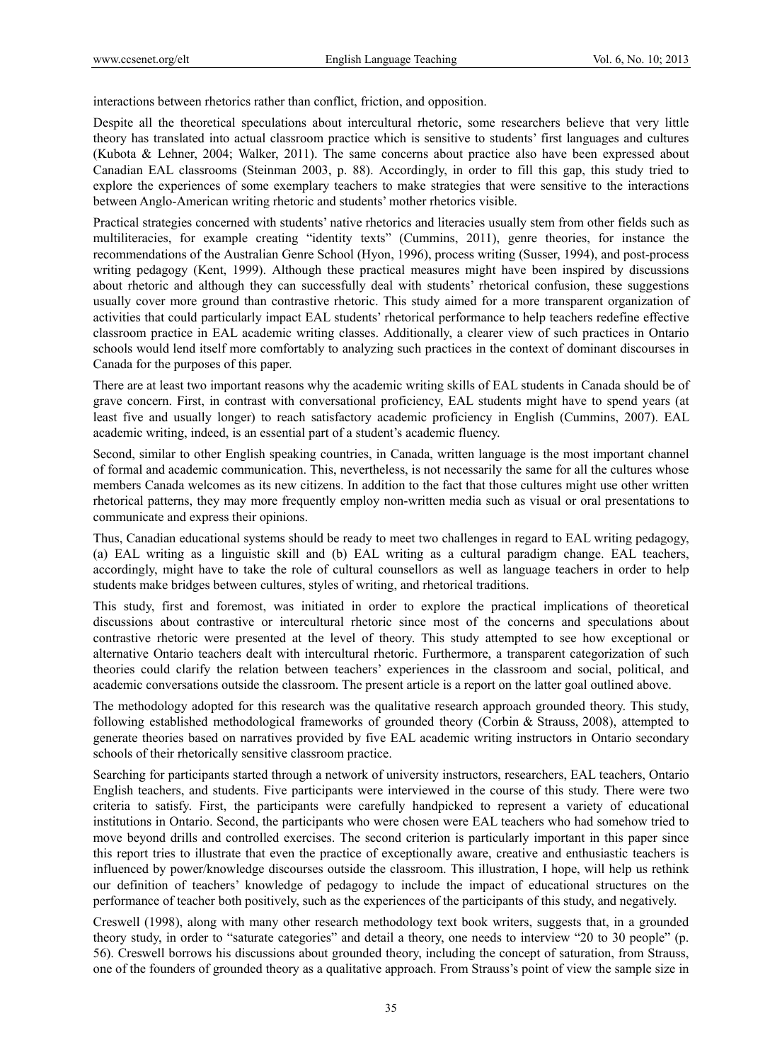interactions between rhetorics rather than conflict, friction, and opposition.

Despite all the theoretical speculations about intercultural rhetoric, some researchers believe that very little theory has translated into actual classroom practice which is sensitive to students' first languages and cultures (Kubota & Lehner, 2004; Walker, 2011). The same concerns about practice also have been expressed about Canadian EAL classrooms (Steinman 2003, p. 88). Accordingly, in order to fill this gap, this study tried to explore the experiences of some exemplary teachers to make strategies that were sensitive to the interactions between Anglo-American writing rhetoric and students' mother rhetorics visible.

Practical strategies concerned with students' native rhetorics and literacies usually stem from other fields such as multiliteracies, for example creating "identity texts" (Cummins, 2011), genre theories, for instance the recommendations of the Australian Genre School (Hyon, 1996), process writing (Susser, 1994), and post-process writing pedagogy (Kent, 1999). Although these practical measures might have been inspired by discussions about rhetoric and although they can successfully deal with students' rhetorical confusion, these suggestions usually cover more ground than contrastive rhetoric. This study aimed for a more transparent organization of activities that could particularly impact EAL students' rhetorical performance to help teachers redefine effective classroom practice in EAL academic writing classes. Additionally, a clearer view of such practices in Ontario schools would lend itself more comfortably to analyzing such practices in the context of dominant discourses in Canada for the purposes of this paper.

There are at least two important reasons why the academic writing skills of EAL students in Canada should be of grave concern. First, in contrast with conversational proficiency, EAL students might have to spend years (at least five and usually longer) to reach satisfactory academic proficiency in English (Cummins, 2007). EAL academic writing, indeed, is an essential part of a student's academic fluency.

Second, similar to other English speaking countries, in Canada, written language is the most important channel of formal and academic communication. This, nevertheless, is not necessarily the same for all the cultures whose members Canada welcomes as its new citizens. In addition to the fact that those cultures might use other written rhetorical patterns, they may more frequently employ non-written media such as visual or oral presentations to communicate and express their opinions.

Thus, Canadian educational systems should be ready to meet two challenges in regard to EAL writing pedagogy, (a) EAL writing as a linguistic skill and (b) EAL writing as a cultural paradigm change. EAL teachers, accordingly, might have to take the role of cultural counsellors as well as language teachers in order to help students make bridges between cultures, styles of writing, and rhetorical traditions.

This study, first and foremost, was initiated in order to explore the practical implications of theoretical discussions about contrastive or intercultural rhetoric since most of the concerns and speculations about contrastive rhetoric were presented at the level of theory. This study attempted to see how exceptional or alternative Ontario teachers dealt with intercultural rhetoric. Furthermore, a transparent categorization of such theories could clarify the relation between teachers' experiences in the classroom and social, political, and academic conversations outside the classroom. The present article is a report on the latter goal outlined above.

The methodology adopted for this research was the qualitative research approach grounded theory. This study, following established methodological frameworks of grounded theory (Corbin & Strauss, 2008), attempted to generate theories based on narratives provided by five EAL academic writing instructors in Ontario secondary schools of their rhetorically sensitive classroom practice.

Searching for participants started through a network of university instructors, researchers, EAL teachers, Ontario English teachers, and students. Five participants were interviewed in the course of this study. There were two criteria to satisfy. First, the participants were carefully handpicked to represent a variety of educational institutions in Ontario. Second, the participants who were chosen were EAL teachers who had somehow tried to move beyond drills and controlled exercises. The second criterion is particularly important in this paper since this report tries to illustrate that even the practice of exceptionally aware, creative and enthusiastic teachers is influenced by power/knowledge discourses outside the classroom. This illustration, I hope, will help us rethink our definition of teachers' knowledge of pedagogy to include the impact of educational structures on the performance of teacher both positively, such as the experiences of the participants of this study, and negatively.

Creswell (1998), along with many other research methodology text book writers, suggests that, in a grounded theory study, in order to "saturate categories" and detail a theory, one needs to interview "20 to 30 people" (p. 56). Creswell borrows his discussions about grounded theory, including the concept of saturation, from Strauss, one of the founders of grounded theory as a qualitative approach. From Strauss's point of view the sample size in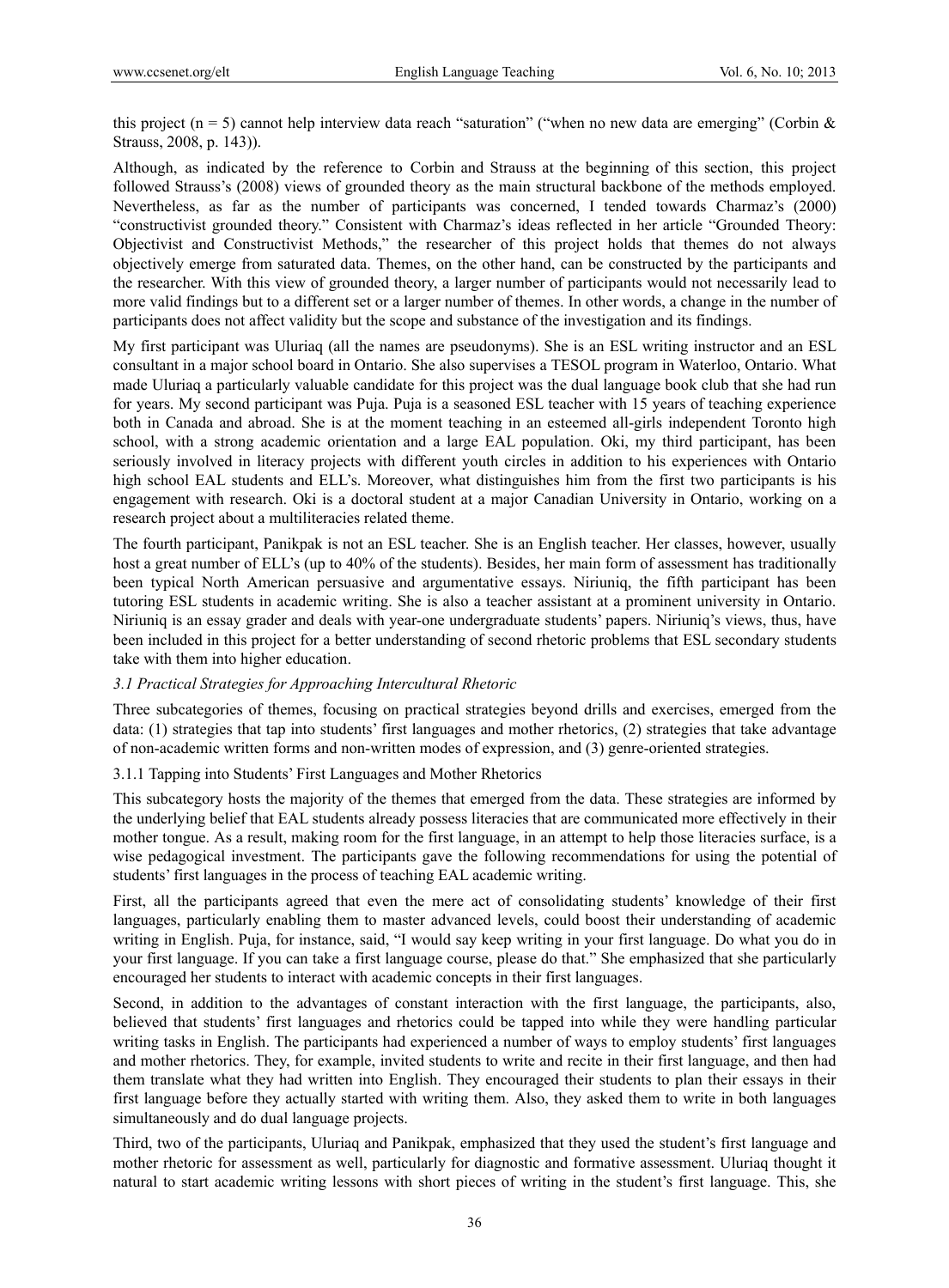this project (n = 5) cannot help interview data reach "saturation" ("when no new data are emerging" (Corbin & Strauss, 2008, p. 143)).

Although, as indicated by the reference to Corbin and Strauss at the beginning of this section, this project followed Strauss's (2008) views of grounded theory as the main structural backbone of the methods employed. Nevertheless, as far as the number of participants was concerned, I tended towards Charmaz's (2000) "constructivist grounded theory." Consistent with Charmaz's ideas reflected in her article "Grounded Theory: Objectivist and Constructivist Methods," the researcher of this project holds that themes do not always objectively emerge from saturated data. Themes, on the other hand, can be constructed by the participants and the researcher. With this view of grounded theory, a larger number of participants would not necessarily lead to more valid findings but to a different set or a larger number of themes. In other words, a change in the number of participants does not affect validity but the scope and substance of the investigation and its findings.

My first participant was Uluriaq (all the names are pseudonyms). She is an ESL writing instructor and an ESL consultant in a major school board in Ontario. She also supervises a TESOL program in Waterloo, Ontario. What made Uluriaq a particularly valuable candidate for this project was the dual language book club that she had run for years. My second participant was Puja. Puja is a seasoned ESL teacher with 15 years of teaching experience both in Canada and abroad. She is at the moment teaching in an esteemed all-girls independent Toronto high school, with a strong academic orientation and a large EAL population. Oki, my third participant, has been seriously involved in literacy projects with different youth circles in addition to his experiences with Ontario high school EAL students and ELL's. Moreover, what distinguishes him from the first two participants is his engagement with research. Oki is a doctoral student at a major Canadian University in Ontario, working on a research project about a multiliteracies related theme.

The fourth participant, Panikpak is not an ESL teacher. She is an English teacher. Her classes, however, usually host a great number of ELL's (up to 40% of the students). Besides, her main form of assessment has traditionally been typical North American persuasive and argumentative essays. Niriuniq, the fifth participant has been tutoring ESL students in academic writing. She is also a teacher assistant at a prominent university in Ontario. Niriuniq is an essay grader and deals with year-one undergraduate students' papers. Niriuniq's views, thus, have been included in this project for a better understanding of second rhetoric problems that ESL secondary students take with them into higher education.

### *3.1 Practical Strategies for Approaching Intercultural Rhetoric*

Three subcategories of themes, focusing on practical strategies beyond drills and exercises, emerged from the data: (1) strategies that tap into students' first languages and mother rhetorics, (2) strategies that take advantage of non-academic written forms and non-written modes of expression, and (3) genre-oriented strategies.

#### 3.1.1 Tapping into Students' First Languages and Mother Rhetorics

This subcategory hosts the majority of the themes that emerged from the data. These strategies are informed by the underlying belief that EAL students already possess literacies that are communicated more effectively in their mother tongue. As a result, making room for the first language, in an attempt to help those literacies surface, is a wise pedagogical investment. The participants gave the following recommendations for using the potential of students' first languages in the process of teaching EAL academic writing.

First, all the participants agreed that even the mere act of consolidating students' knowledge of their first languages, particularly enabling them to master advanced levels, could boost their understanding of academic writing in English. Puja, for instance, said, "I would say keep writing in your first language. Do what you do in your first language. If you can take a first language course, please do that." She emphasized that she particularly encouraged her students to interact with academic concepts in their first languages.

Second, in addition to the advantages of constant interaction with the first language, the participants, also, believed that students' first languages and rhetorics could be tapped into while they were handling particular writing tasks in English. The participants had experienced a number of ways to employ students' first languages and mother rhetorics. They, for example, invited students to write and recite in their first language, and then had them translate what they had written into English. They encouraged their students to plan their essays in their first language before they actually started with writing them. Also, they asked them to write in both languages simultaneously and do dual language projects.

Third, two of the participants, Uluriaq and Panikpak, emphasized that they used the student's first language and mother rhetoric for assessment as well, particularly for diagnostic and formative assessment. Uluriaq thought it natural to start academic writing lessons with short pieces of writing in the student's first language. This, she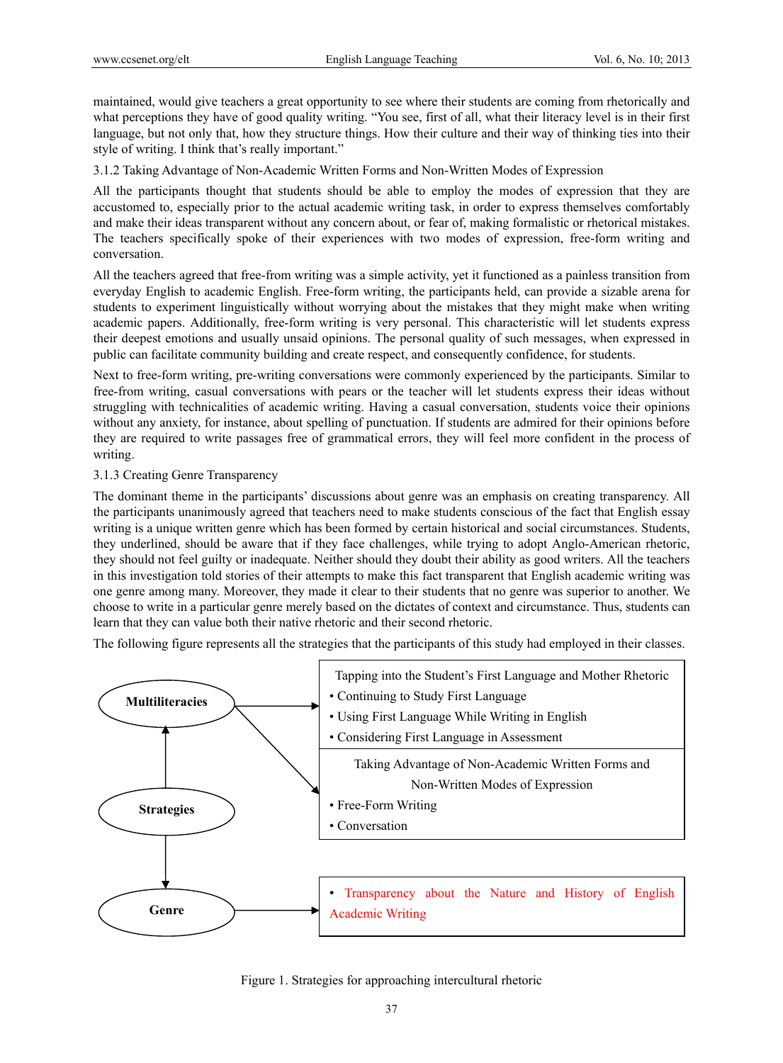maintained, would give teachers a great opportunity to see where their students are coming from rhetorically and what perceptions they have of good quality writing. "You see, first of all, what their literacy level is in their first language, but not only that, how they structure things. How their culture and their way of thinking ties into their style of writing. I think that's really important."

### 3.1.2 Taking Advantage of Non-Academic Written Forms and Non-Written Modes of Expression

All the participants thought that students should be able to employ the modes of expression that they are accustomed to, especially prior to the actual academic writing task, in order to express themselves comfortably and make their ideas transparent without any concern about, or fear of, making formalistic or rhetorical mistakes. The teachers specifically spoke of their experiences with two modes of expression, free-form writing and conversation.

All the teachers agreed that free-from writing was a simple activity, yet it functioned as a painless transition from everyday English to academic English. Free-form writing, the participants held, can provide a sizable arena for students to experiment linguistically without worrying about the mistakes that they might make when writing academic papers. Additionally, free-form writing is very personal. This characteristic will let students express their deepest emotions and usually unsaid opinions. The personal quality of such messages, when expressed in public can facilitate community building and create respect, and consequently confidence, for students.

Next to free-form writing, pre-writing conversations were commonly experienced by the participants. Similar to free-from writing, casual conversations with pears or the teacher will let students express their ideas without struggling with technicalities of academic writing. Having a casual conversation, students voice their opinions without any anxiety, for instance, about spelling of punctuation. If students are admired for their opinions before they are required to write passages free of grammatical errors, they will feel more confident in the process of writing.

### 3.1.3 Creating Genre Transparency

The dominant theme in the participants' discussions about genre was an emphasis on creating transparency. All the participants unanimously agreed that teachers need to make students conscious of the fact that English essay writing is a unique written genre which has been formed by certain historical and social circumstances. Students, they underlined, should be aware that if they face challenges, while trying to adopt Anglo-American rhetoric, they should not feel guilty or inadequate. Neither should they doubt their ability as good writers. All the teachers in this investigation told stories of their attempts to make this fact transparent that English academic writing was one genre among many. Moreover, they made it clear to their students that no genre was superior to another. We choose to write in a particular genre merely based on the dictates of context and circumstance. Thus, students can learn that they can value both their native rhetoric and their second rhetoric.

The following figure represents all the strategies that the participants of this study had employed in their classes.

**Multiliteracies** → Tapping into the Student's First Language and Mother Rhetoric
- Continuing to Study First Language
- Using First Language While Writing in English
- Considering First Language in Assessment

**Multiliteracies** → Taking Advantage of Non-Academic Written Forms and Non-Written Modes of Expression
- Free-Form Writing
- Conversation

**Strategies** → Multiliteracies; **Strategies** → Genre

**Genre** →
- Transparency about the Nature and History of English Academic Writing

Figure 1. Strategies for approaching intercultural rhetoric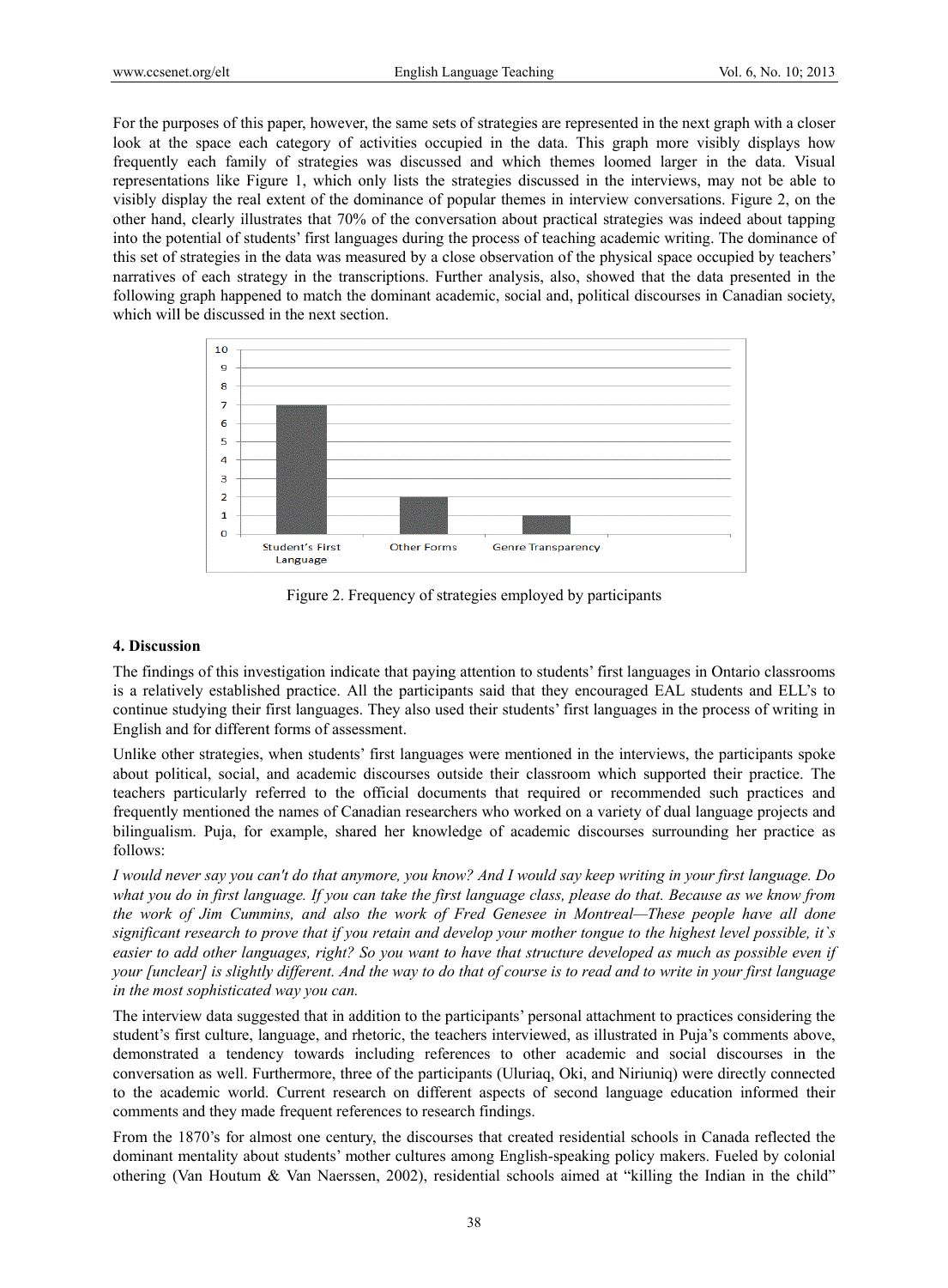For the purposes of this paper, however, the same sets of strategies are represented in the next graph with a closer look at the space each category of activities occupied in the data. This graph more visibly displays how frequently each family of strategies was discussed and which themes loomed larger in the data. Visual representations like Figure 1, which only lists the strategies discussed in the interviews, may not be able to visibly display the real extent of the dominance of popular themes in interview conversations. Figure 2, on the other hand, clearly illustrates that 70% of the conversation about practical strategies was indeed about tapping into the potential of students' first languages during the process of teaching academic writing. The dominance of this set of strategies in the data was measured by a close observation of the physical space occupied by teachers' narratives of each strategy in the transcriptions. Further analysis, also, showed that the data presented in the following graph happened to match the dominant academic, social and, political discourses in Canadian society, which will be discussed in the next section.

Figure 2. Frequency of strategies employed by participants

## 4. Discussion

The findings of this investigation indicate that paying attention to students' first languages in Ontario classrooms is a relatively established practice. All the participants said that they encouraged EAL students and ELL's to continue studying their first languages. They also used their students' first languages in the process of writing in English and for different forms of assessment.

Unlike other strategies, when students' first languages were mentioned in the interviews, the participants spoke about political, social, and academic discourses outside their classroom which supported their practice. The teachers particularly referred to the official documents that required or recommended such practices and frequently mentioned the names of Canadian researchers who worked on a variety of dual language projects and bilingualism. Puja, for example, shared her knowledge of academic discourses surrounding her practice as follows:

*I would never say you can't do that anymore, you know? And I would say keep writing in your first language. Do what you do in first language. If you can take the first language class, please do that. Because as we know from the work of Jim Cummins, and also the work of Fred Genesee in Montreal—These people have all done significant research to prove that if you retain and develop your mother tongue to the highest level possible, it`s easier to add other languages, right? So you want to have that structure developed as much as possible even if your [unclear] is slightly different. And the way to do that of course is to read and to write in your first language in the most sophisticated way you can.*

The interview data suggested that in addition to the participants' personal attachment to practices considering the student's first culture, language, and rhetoric, the teachers interviewed, as illustrated in Puja's comments above, demonstrated a tendency towards including references to other academic and social discourses in the conversation as well. Furthermore, three of the participants (Uluriaq, Oki, and Niriuniq) were directly connected to the academic world. Current research on different aspects of second language education informed their comments and they made frequent references to research findings.

From the 1870's for almost one century, the discourses that created residential schools in Canada reflected the dominant mentality about students' mother cultures among English-speaking policy makers. Fueled by colonial othering (Van Houtum & Van Naerssen, 2002), residential schools aimed at "killing the Indian in the child"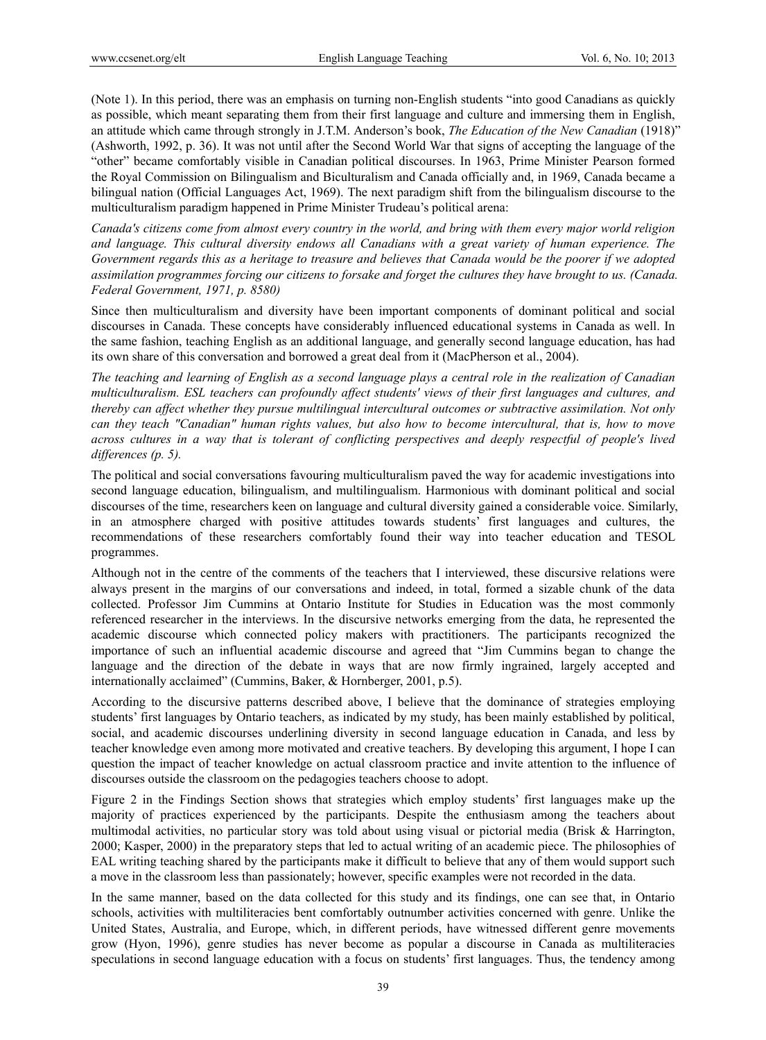(Note 1). In this period, there was an emphasis on turning non-English students "into good Canadians as quickly as possible, which meant separating them from their first language and culture and immersing them in English, an attitude which came through strongly in J.T.M. Anderson's book, *The Education of the New Canadian* (1918)" (Ashworth, 1992, p. 36). It was not until after the Second World War that signs of accepting the language of the "other" became comfortably visible in Canadian political discourses. In 1963, Prime Minister Pearson formed the Royal Commission on Bilingualism and Biculturalism and Canada officially and, in 1969, Canada became a bilingual nation (Official Languages Act, 1969). The next paradigm shift from the bilingualism discourse to the multiculturalism paradigm happened in Prime Minister Trudeau's political arena:

*Canada's citizens come from almost every country in the world, and bring with them every major world religion and language. This cultural diversity endows all Canadians with a great variety of human experience. The Government regards this as a heritage to treasure and believes that Canada would be the poorer if we adopted assimilation programmes forcing our citizens to forsake and forget the cultures they have brought to us. (Canada. Federal Government, 1971, p. 8580)*

Since then multiculturalism and diversity have been important components of dominant political and social discourses in Canada. These concepts have considerably influenced educational systems in Canada as well. In the same fashion, teaching English as an additional language, and generally second language education, has had its own share of this conversation and borrowed a great deal from it (MacPherson et al., 2004).

*The teaching and learning of English as a second language plays a central role in the realization of Canadian multiculturalism. ESL teachers can profoundly affect students' views of their first languages and cultures, and thereby can affect whether they pursue multilingual intercultural outcomes or subtractive assimilation. Not only can they teach "Canadian" human rights values, but also how to become intercultural, that is, how to move across cultures in a way that is tolerant of conflicting perspectives and deeply respectful of people's lived differences (p. 5).*

The political and social conversations favouring multiculturalism paved the way for academic investigations into second language education, bilingualism, and multilingualism. Harmonious with dominant political and social discourses of the time, researchers keen on language and cultural diversity gained a considerable voice. Similarly, in an atmosphere charged with positive attitudes towards students' first languages and cultures, the recommendations of these researchers comfortably found their way into teacher education and TESOL programmes.

Although not in the centre of the comments of the teachers that I interviewed, these discursive relations were always present in the margins of our conversations and indeed, in total, formed a sizable chunk of the data collected. Professor Jim Cummins at Ontario Institute for Studies in Education was the most commonly referenced researcher in the interviews. In the discursive networks emerging from the data, he represented the academic discourse which connected policy makers with practitioners. The participants recognized the importance of such an influential academic discourse and agreed that "Jim Cummins began to change the language and the direction of the debate in ways that are now firmly ingrained, largely accepted and internationally acclaimed" (Cummins, Baker, & Hornberger, 2001, p.5).

According to the discursive patterns described above, I believe that the dominance of strategies employing students' first languages by Ontario teachers, as indicated by my study, has been mainly established by political, social, and academic discourses underlining diversity in second language education in Canada, and less by teacher knowledge even among more motivated and creative teachers. By developing this argument, I hope I can question the impact of teacher knowledge on actual classroom practice and invite attention to the influence of discourses outside the classroom on the pedagogies teachers choose to adopt.

Figure 2 in the Findings Section shows that strategies which employ students' first languages make up the majority of practices experienced by the participants. Despite the enthusiasm among the teachers about multimodal activities, no particular story was told about using visual or pictorial media (Brisk & Harrington, 2000; Kasper, 2000) in the preparatory steps that led to actual writing of an academic piece. The philosophies of EAL writing teaching shared by the participants make it difficult to believe that any of them would support such a move in the classroom less than passionately; however, specific examples were not recorded in the data.

In the same manner, based on the data collected for this study and its findings, one can see that, in Ontario schools, activities with multiliteracies bent comfortably outnumber activities concerned with genre. Unlike the United States, Australia, and Europe, which, in different periods, have witnessed different genre movements grow (Hyon, 1996), genre studies has never become as popular a discourse in Canada as multiliteracies speculations in second language education with a focus on students' first languages. Thus, the tendency among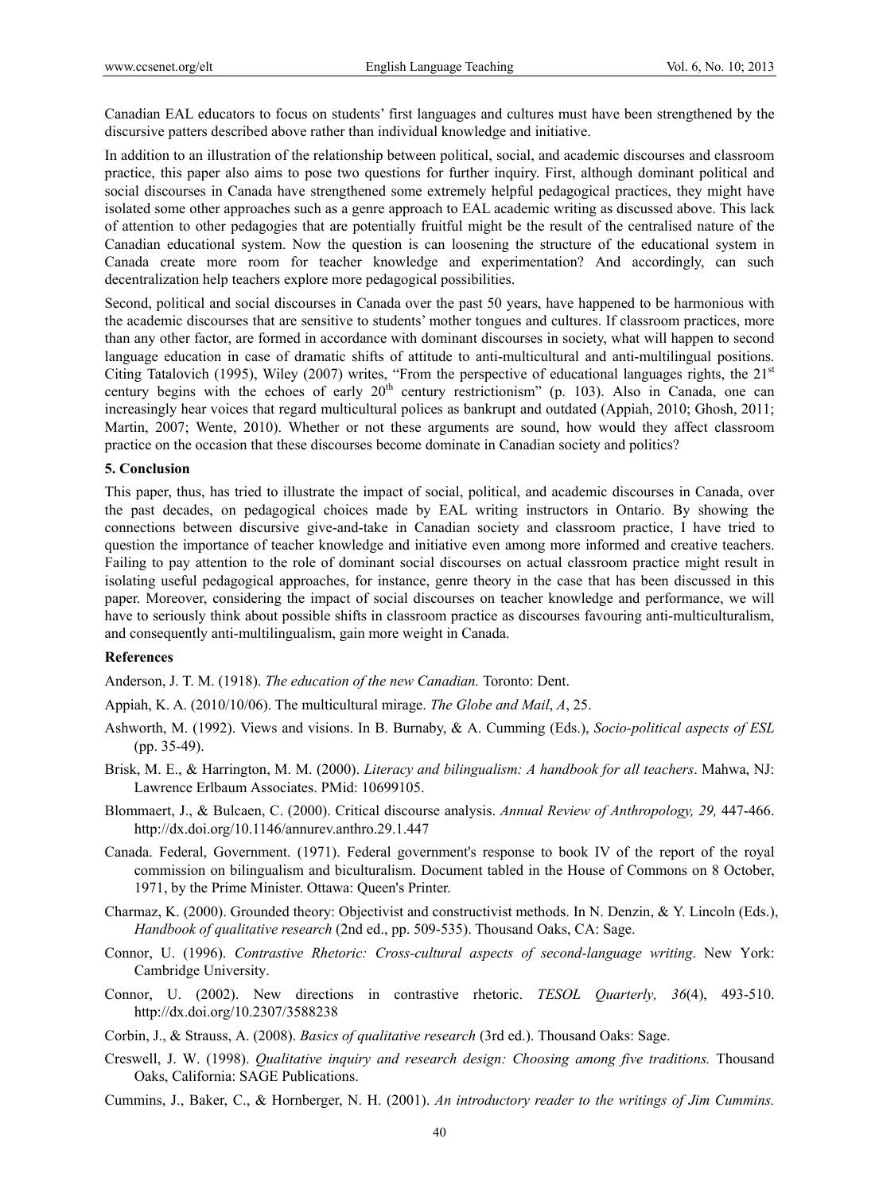Canadian EAL educators to focus on students' first languages and cultures must have been strengthened by the discursive patters described above rather than individual knowledge and initiative.

In addition to an illustration of the relationship between political, social, and academic discourses and classroom practice, this paper also aims to pose two questions for further inquiry. First, although dominant political and social discourses in Canada have strengthened some extremely helpful pedagogical practices, they might have isolated some other approaches such as a genre approach to EAL academic writing as discussed above. This lack of attention to other pedagogies that are potentially fruitful might be the result of the centralised nature of the Canadian educational system. Now the question is can loosening the structure of the educational system in Canada create more room for teacher knowledge and experimentation? And accordingly, can such decentralization help teachers explore more pedagogical possibilities.

Second, political and social discourses in Canada over the past 50 years, have happened to be harmonious with the academic discourses that are sensitive to students' mother tongues and cultures. If classroom practices, more than any other factor, are formed in accordance with dominant discourses in society, what will happen to second language education in case of dramatic shifts of attitude to anti-multicultural and anti-multilingual positions. Citing Tatalovich (1995), Wiley (2007) writes, "From the perspective of educational languages rights, the 21st century begins with the echoes of early 20th century restrictionism" (p. 103). Also in Canada, one can increasingly hear voices that regard multicultural polices as bankrupt and outdated (Appiah, 2010; Ghosh, 2011; Martin, 2007; Wente, 2010). Whether or not these arguments are sound, how would they affect classroom practice on the occasion that these discourses become dominate in Canadian society and politics?

### 5. Conclusion

This paper, thus, has tried to illustrate the impact of social, political, and academic discourses in Canada, over the past decades, on pedagogical choices made by EAL writing instructors in Ontario. By showing the connections between discursive give-and-take in Canadian society and classroom practice, I have tried to question the importance of teacher knowledge and initiative even among more informed and creative teachers. Failing to pay attention to the role of dominant social discourses on actual classroom practice might result in isolating useful pedagogical approaches, for instance, genre theory in the case that has been discussed in this paper. Moreover, considering the impact of social discourses on teacher knowledge and performance, we will have to seriously think about possible shifts in classroom practice as discourses favouring anti-multiculturalism, and consequently anti-multilingualism, gain more weight in Canada.

### References

Anderson, J. T. M. (1918). *The education of the new Canadian.* Toronto: Dent.

Appiah, K. A. (2010/10/06). The multicultural mirage. *The Globe and Mail*, *A*, 25.

Ashworth, M. (1992). Views and visions. In B. Burnaby, & A. Cumming (Eds.), *Socio-political aspects of ESL* (pp. 35-49).

Brisk, M. E., & Harrington, M. M. (2000). *Literacy and bilingualism: A handbook for all teachers*. Mahwa, NJ: Lawrence Erlbaum Associates. PMid: 10699105.

Blommaert, J., & Bulcaen, C. (2000). Critical discourse analysis. *Annual Review of Anthropology, 29,* 447-466. http://dx.doi.org/10.1146/annurev.anthro.29.1.447

Canada. Federal, Government. (1971). Federal government's response to book IV of the report of the royal commission on bilingualism and biculturalism. Document tabled in the House of Commons on 8 October, 1971, by the Prime Minister. Ottawa: Queen's Printer.

Charmaz, K. (2000). Grounded theory: Objectivist and constructivist methods. In N. Denzin, & Y. Lincoln (Eds.), *Handbook of qualitative research* (2nd ed., pp. 509-535). Thousand Oaks, CA: Sage.

Connor, U. (1996). *Contrastive Rhetoric: Cross-cultural aspects of second-language writing*. New York: Cambridge University.

Connor, U. (2002). New directions in contrastive rhetoric. *TESOL Quarterly, 36*(4), 493-510. http://dx.doi.org/10.2307/3588238

Corbin, J., & Strauss, A. (2008). *Basics of qualitative research* (3rd ed.). Thousand Oaks: Sage.

Creswell, J. W. (1998). *Qualitative inquiry and research design: Choosing among five traditions.* Thousand Oaks, California: SAGE Publications.

Cummins, J., Baker, C., & Hornberger, N. H. (2001). *An introductory reader to the writings of Jim Cummins.*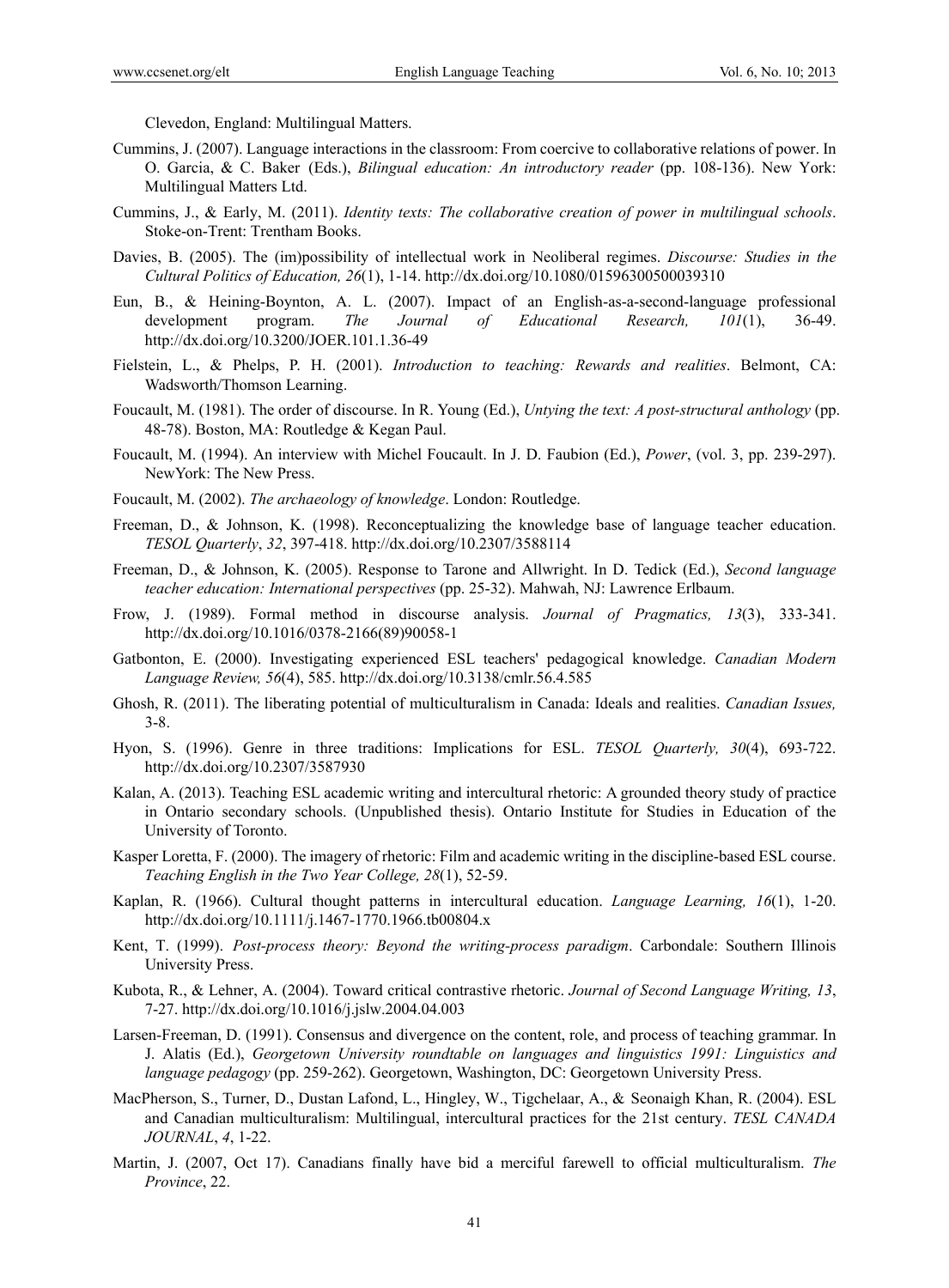Clevedon, England: Multilingual Matters.

Cummins, J. (2007). Language interactions in the classroom: From coercive to collaborative relations of power. In O. Garcia, & C. Baker (Eds.), *Bilingual education: An introductory reader* (pp. 108-136). New York: Multilingual Matters Ltd.

Cummins, J., & Early, M. (2011). *Identity texts: The collaborative creation of power in multilingual schools*. Stoke-on-Trent: Trentham Books.

Davies, B. (2005). The (im)possibility of intellectual work in Neoliberal regimes. *Discourse: Studies in the Cultural Politics of Education, 26*(1), 1-14. http://dx.doi.org/10.1080/01596300500039310

Eun, B., & Heining-Boynton, A. L. (2007). Impact of an English-as-a-second-language professional development program. *The Journal of Educational Research, 101*(1), 36-49. http://dx.doi.org/10.3200/JOER.101.1.36-49

Fielstein, L., & Phelps, P. H. (2001). *Introduction to teaching: Rewards and realities*. Belmont, CA: Wadsworth/Thomson Learning.

Foucault, M. (1981). The order of discourse. In R. Young (Ed.), *Untying the text: A post-structural anthology* (pp. 48-78). Boston, MA: Routledge & Kegan Paul.

Foucault, M. (1994). An interview with Michel Foucault. In J. D. Faubion (Ed.), *Power*, (vol. 3, pp. 239-297). NewYork: The New Press.

Foucault, M. (2002). *The archaeology of knowledge*. London: Routledge.

Freeman, D., & Johnson, K. (1998). Reconceptualizing the knowledge base of language teacher education. *TESOL Quarterly*, *32*, 397-418. http://dx.doi.org/10.2307/3588114

Freeman, D., & Johnson, K. (2005). Response to Tarone and Allwright. In D. Tedick (Ed.), *Second language teacher education: International perspectives* (pp. 25-32). Mahwah, NJ: Lawrence Erlbaum.

Frow, J. (1989). Formal method in discourse analysis. *Journal of Pragmatics, 13*(3), 333-341. http://dx.doi.org/10.1016/0378-2166(89)90058-1

Gatbonton, E. (2000). Investigating experienced ESL teachers' pedagogical knowledge. *Canadian Modern Language Review, 56*(4), 585. http://dx.doi.org/10.3138/cmlr.56.4.585

Ghosh, R. (2011). The liberating potential of multiculturalism in Canada: Ideals and realities. *Canadian Issues,* 3-8.

Hyon, S. (1996). Genre in three traditions: Implications for ESL. *TESOL Quarterly, 30*(4), 693-722. http://dx.doi.org/10.2307/3587930

Kalan, A. (2013). Teaching ESL academic writing and intercultural rhetoric: A grounded theory study of practice in Ontario secondary schools. (Unpublished thesis). Ontario Institute for Studies in Education of the University of Toronto.

Kasper Loretta, F. (2000). The imagery of rhetoric: Film and academic writing in the discipline-based ESL course. *Teaching English in the Two Year College, 28*(1), 52-59.

Kaplan, R. (1966). Cultural thought patterns in intercultural education. *Language Learning, 16*(1), 1-20. http://dx.doi.org/10.1111/j.1467-1770.1966.tb00804.x

Kent, T. (1999). *Post-process theory: Beyond the writing-process paradigm*. Carbondale: Southern Illinois University Press.

Kubota, R., & Lehner, A. (2004). Toward critical contrastive rhetoric. *Journal of Second Language Writing, 13*, 7-27. http://dx.doi.org/10.1016/j.jslw.2004.04.003

Larsen-Freeman, D. (1991). Consensus and divergence on the content, role, and process of teaching grammar. In J. Alatis (Ed.), *Georgetown University roundtable on languages and linguistics 1991: Linguistics and language pedagogy* (pp. 259-262). Georgetown, Washington, DC: Georgetown University Press.

MacPherson, S., Turner, D., Dustan Lafond, L., Hingley, W., Tigchelaar, A., & Seonaigh Khan, R. (2004). ESL and Canadian multiculturalism: Multilingual, intercultural practices for the 21st century. *TESL CANADA JOURNAL*, *4*, 1-22.

Martin, J. (2007, Oct 17). Canadians finally have bid a merciful farewell to official multiculturalism. *The Province*, 22.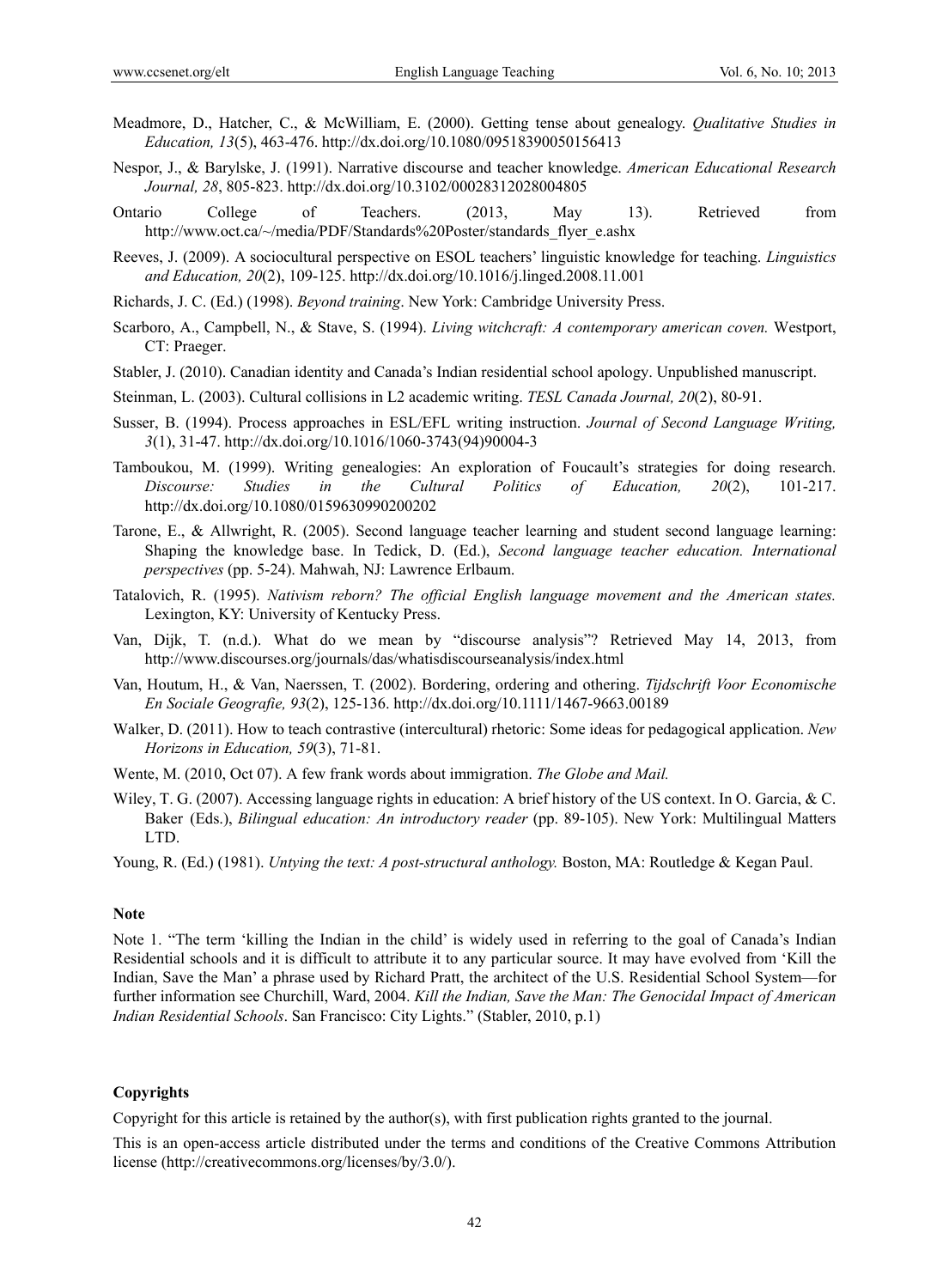Meadmore, D., Hatcher, C., & McWilliam, E. (2000). Getting tense about genealogy. *Qualitative Studies in Education, 13*(5), 463-476. http://dx.doi.org/10.1080/09518390050156413

Nespor, J., & Barylske, J. (1991). Narrative discourse and teacher knowledge. *American Educational Research Journal, 28*, 805-823. http://dx.doi.org/10.3102/00028312028004805

Ontario College of Teachers. (2013, May 13). Retrieved from http://www.oct.ca/~/media/PDF/Standards%20Poster/standards_flyer_e.ashx

Reeves, J. (2009). A sociocultural perspective on ESOL teachers' linguistic knowledge for teaching. *Linguistics and Education, 20*(2), 109-125. http://dx.doi.org/10.1016/j.linged.2008.11.001

Richards, J. C. (Ed.) (1998). *Beyond training*. New York: Cambridge University Press.

Scarboro, A., Campbell, N., & Stave, S. (1994). *Living witchcraft: A contemporary american coven.* Westport, CT: Praeger.

Stabler, J. (2010). Canadian identity and Canada's Indian residential school apology. Unpublished manuscript.

Steinman, L. (2003). Cultural collisions in L2 academic writing. *TESL Canada Journal, 20*(2), 80-91.

Susser, B. (1994). Process approaches in ESL/EFL writing instruction. *Journal of Second Language Writing, 3*(1), 31-47. http://dx.doi.org/10.1016/1060-3743(94)90004-3

Tamboukou, M. (1999). Writing genealogies: An exploration of Foucault's strategies for doing research. *Discourse: Studies in the Cultural Politics of Education, 20*(2), 101-217. http://dx.doi.org/10.1080/0159630990200202

Tarone, E., & Allwright, R. (2005). Second language teacher learning and student second language learning: Shaping the knowledge base. In Tedick, D. (Ed.), *Second language teacher education. International perspectives* (pp. 5-24). Mahwah, NJ: Lawrence Erlbaum.

Tatalovich, R. (1995). *Nativism reborn? The official English language movement and the American states.* Lexington, KY: University of Kentucky Press.

Van, Dijk, T. (n.d.). What do we mean by "discourse analysis"? Retrieved May 14, 2013, from http://www.discourses.org/journals/das/whatisdiscourseanalysis/index.html

Van, Houtum, H., & Van, Naerssen, T. (2002). Bordering, ordering and othering. *Tijdschrift Voor Economische En Sociale Geografie, 93*(2), 125-136. http://dx.doi.org/10.1111/1467-9663.00189

Walker, D. (2011). How to teach contrastive (intercultural) rhetoric: Some ideas for pedagogical application. *New Horizons in Education, 59*(3), 71-81.

Wente, M. (2010, Oct 07). A few frank words about immigration. *The Globe and Mail.*

Wiley, T. G. (2007). Accessing language rights in education: A brief history of the US context. In O. Garcia, & C. Baker (Eds.), *Bilingual education: An introductory reader* (pp. 89-105). New York: Multilingual Matters LTD.

Young, R. (Ed.) (1981). *Untying the text: A post-structural anthology.* Boston, MA: Routledge & Kegan Paul.

## Note

Note 1. "The term 'killing the Indian in the child' is widely used in referring to the goal of Canada's Indian Residential schools and it is difficult to attribute it to any particular source. It may have evolved from 'Kill the Indian, Save the Man' a phrase used by Richard Pratt, the architect of the U.S. Residential School System—for further information see Churchill, Ward, 2004. *Kill the Indian, Save the Man: The Genocidal Impact of American Indian Residential Schools*. San Francisco: City Lights." (Stabler, 2010, p.1)

## Copyrights

Copyright for this article is retained by the author(s), with first publication rights granted to the journal.

This is an open-access article distributed under the terms and conditions of the Creative Commons Attribution license (http://creativecommons.org/licenses/by/3.0/).